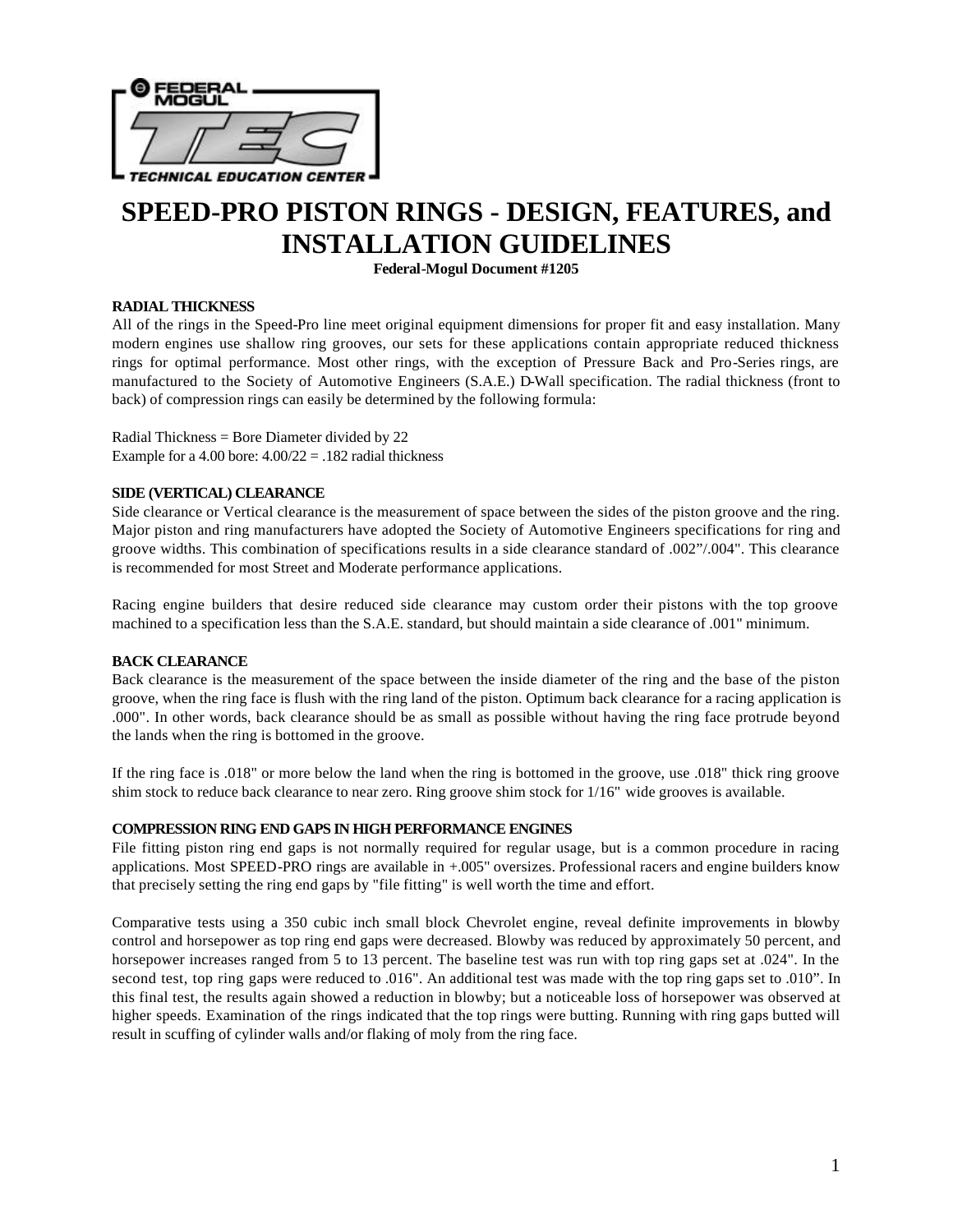FEDERAL MOGUL

TEC

TECHNICAL EDUCATION CENTER

# SPEED-PRO PISTON RINGS - DESIGN, FEATURES, and INSTALLATION GUIDELINES

**Federal-Mogul Document #1205**

### RADIAL THICKNESS

All of the rings in the Speed-Pro line meet original equipment dimensions for proper fit and easy installation. Many modern engines use shallow ring grooves, our sets for these applications contain appropriate reduced thickness rings for optimal performance. Most other rings, with the exception of Pressure Back and Pro-Series rings, are manufactured to the Society of Automotive Engineers (S.A.E.) D-Wall specification. The radial thickness (front to back) of compression rings can easily be determined by the following formula:

Radial Thickness = Bore Diameter divided by 22
Example for a 4.00 bore: 4.00/22 = .182 radial thickness

### SIDE (VERTICAL) CLEARANCE

Side clearance or Vertical clearance is the measurement of space between the sides of the piston groove and the ring. Major piston and ring manufacturers have adopted the Society of Automotive Engineers specifications for ring and groove widths. This combination of specifications results in a side clearance standard of .002"/.004". This clearance is recommended for most Street and Moderate performance applications.

Racing engine builders that desire reduced side clearance may custom order their pistons with the top groove machined to a specification less than the S.A.E. standard, but should maintain a side clearance of .001" minimum.

### BACK CLEARANCE

Back clearance is the measurement of the space between the inside diameter of the ring and the base of the piston groove, when the ring face is flush with the ring land of the piston. Optimum back clearance for a racing application is .000". In other words, back clearance should be as small as possible without having the ring face protrude beyond the lands when the ring is bottomed in the groove.

If the ring face is .018" or more below the land when the ring is bottomed in the groove, use .018" thick ring groove shim stock to reduce back clearance to near zero. Ring groove shim stock for 1/16" wide grooves is available.

### COMPRESSION RING END GAPS IN HIGH PERFORMANCE ENGINES

File fitting piston ring end gaps is not normally required for regular usage, but is a common procedure in racing applications. Most SPEED-PRO rings are available in +.005" oversizes. Professional racers and engine builders know that precisely setting the ring end gaps by "file fitting" is well worth the time and effort.

Comparative tests using a 350 cubic inch small block Chevrolet engine, reveal definite improvements in blowby control and horsepower as top ring end gaps were decreased. Blowby was reduced by approximately 50 percent, and horsepower increases ranged from 5 to 13 percent. The baseline test was run with top ring gaps set at .024". In the second test, top ring gaps were reduced to .016". An additional test was made with the top ring gaps set to .010". In this final test, the results again showed a reduction in blowby; but a noticeable loss of horsepower was observed at higher speeds. Examination of the rings indicated that the top rings were butting. Running with ring gaps butted will result in scuffing of cylinder walls and/or flaking of moly from the ring face.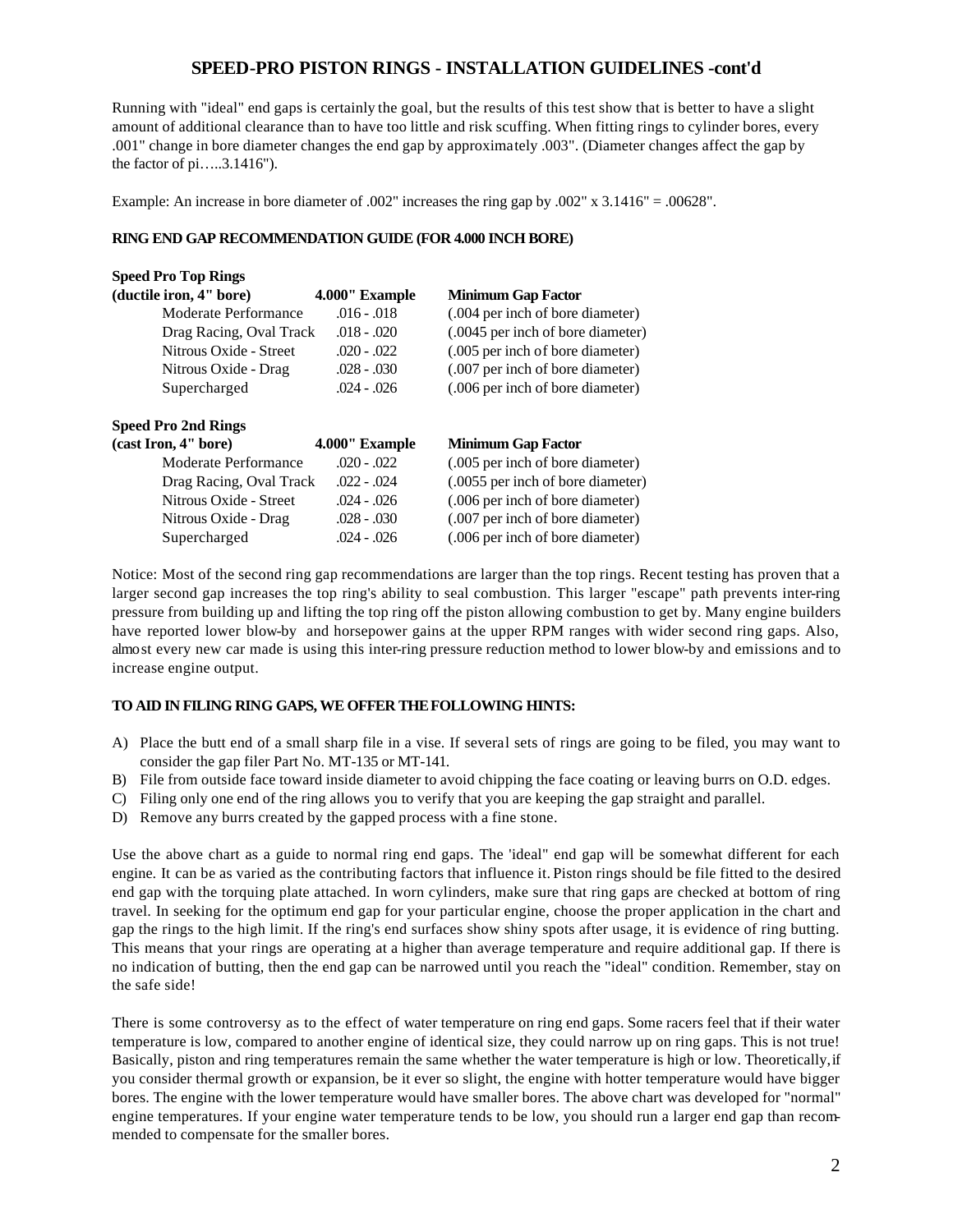## SPEED-PRO PISTON RINGS - INSTALLATION GUIDELINES -cont'd

Running with "ideal" end gaps is certainly the goal, but the results of this test show that is better to have a slight amount of additional clearance than to have too little and risk scuffing. When fitting rings to cylinder bores, every .001" change in bore diameter changes the end gap by approximately .003". (Diameter changes affect the gap by the factor of pi…..3.1416").

Example: An increase in bore diameter of .002" increases the ring gap by .002" x 3.1416" = .00628".

**RING END GAP RECOMMENDATION GUIDE (FOR 4.000 INCH BORE)**

| **Speed Pro Top Rings (ductile iron, 4" bore)** | **4.000" Example** | **Minimum Gap Factor** |
|---|---|---|
| Moderate Performance | .016 - .018 | (.004 per inch of bore diameter) |
| Drag Racing, Oval Track | .018 - .020 | (.0045 per inch of bore diameter) |
| Nitrous Oxide - Street | .020 - .022 | (.005 per inch of bore diameter) |
| Nitrous Oxide - Drag | .028 - .030 | (.007 per inch of bore diameter) |
| Supercharged | .024 - .026 | (.006 per inch of bore diameter) |

| **Speed Pro 2nd Rings (cast Iron, 4" bore)** | **4.000" Example** | **Minimum Gap Factor** |
|---|---|---|
| Moderate Performance | .020 - .022 | (.005 per inch of bore diameter) |
| Drag Racing, Oval Track | .022 - .024 | (.0055 per inch of bore diameter) |
| Nitrous Oxide - Street | .024 - .026 | (.006 per inch of bore diameter) |
| Nitrous Oxide - Drag | .028 - .030 | (.007 per inch of bore diameter) |
| Supercharged | .024 - .026 | (.006 per inch of bore diameter) |

Notice: Most of the second ring gap recommendations are larger than the top rings. Recent testing has proven that a larger second gap increases the top ring's ability to seal combustion. This larger "escape" path prevents inter-ring pressure from building up and lifting the top ring off the piston allowing combustion to get by. Many engine builders have reported lower blow-by and horsepower gains at the upper RPM ranges with wider second ring gaps. Also, almost every new car made is using this inter-ring pressure reduction method to lower blow-by and emissions and to increase engine output.

**TO AID IN FILING RING GAPS, WE OFFER THE FOLLOWING HINTS:**

A) Place the butt end of a small sharp file in a vise. If several sets of rings are going to be filed, you may want to consider the gap filer Part No. MT-135 or MT-141.
B) File from outside face toward inside diameter to avoid chipping the face coating or leaving burrs on O.D. edges.
C) Filing only one end of the ring allows you to verify that you are keeping the gap straight and parallel.
D) Remove any burrs created by the gapped process with a fine stone.

Use the above chart as a guide to normal ring end gaps. The 'ideal" end gap will be somewhat different for each engine. It can be as varied as the contributing factors that influence it. Piston rings should be file fitted to the desired end gap with the torquing plate attached. In worn cylinders, make sure that ring gaps are checked at bottom of ring travel. In seeking for the optimum end gap for your particular engine, choose the proper application in the chart and gap the rings to the high limit. If the ring's end surfaces show shiny spots after usage, it is evidence of ring butting. This means that your rings are operating at a higher than average temperature and require additional gap. If there is no indication of butting, then the end gap can be narrowed until you reach the "ideal" condition. Remember, stay on the safe side!

There is some controversy as to the effect of water temperature on ring end gaps. Some racers feel that if their water temperature is low, compared to another engine of identical size, they could narrow up on ring gaps. This is not true! Basically, piston and ring temperatures remain the same whether the water temperature is high or low. Theoretically, if you consider thermal growth or expansion, be it ever so slight, the engine with hotter temperature would have bigger bores. The engine with the lower temperature would have smaller bores. The above chart was developed for "normal" engine temperatures. If your engine water temperature tends to be low, you should run a larger end gap than recommended to compensate for the smaller bores.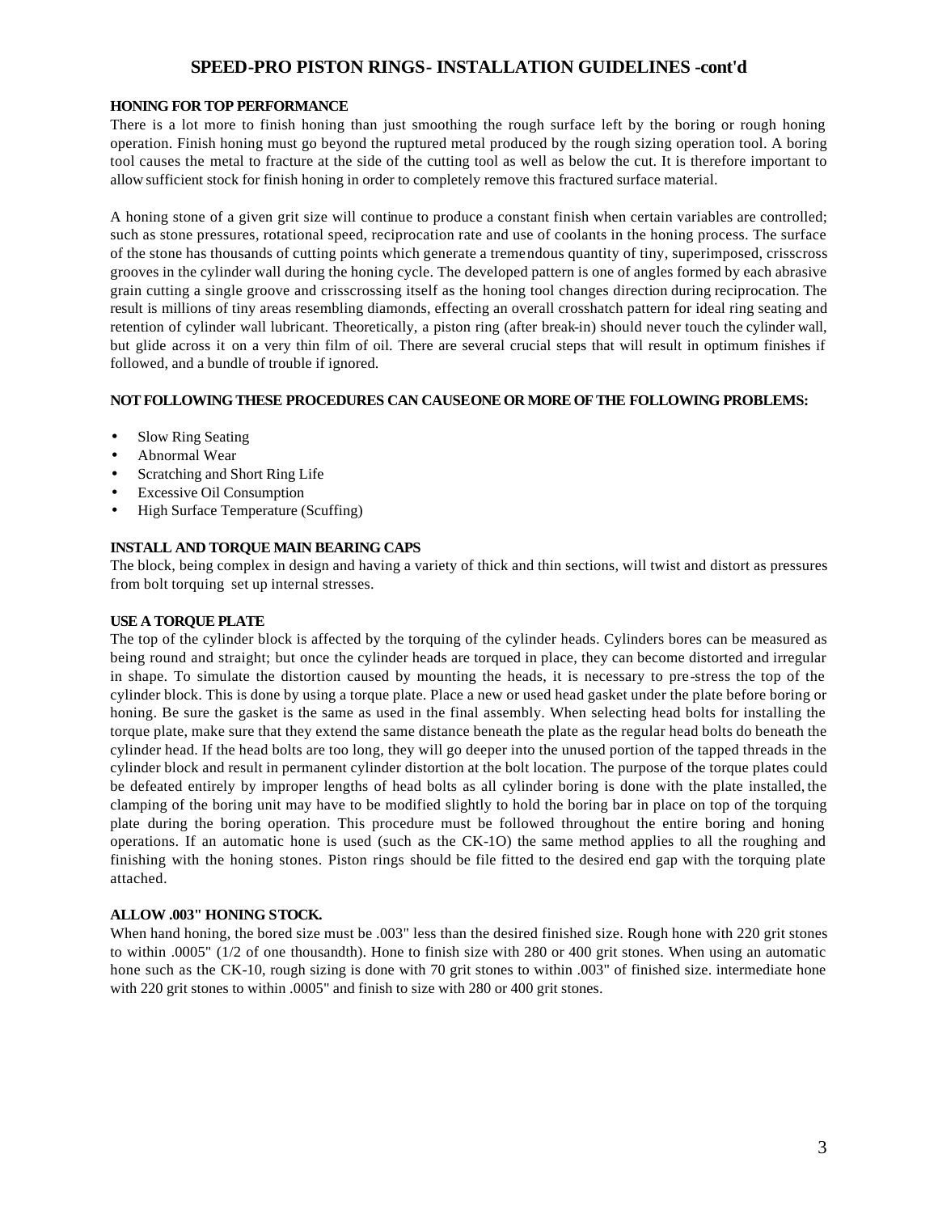# SPEED-PRO PISTON RINGS- INSTALLATION GUIDELINES -cont'd

**HONING FOR TOP PERFORMANCE**

There is a lot more to finish honing than just smoothing the rough surface left by the boring or rough honing operation. Finish honing must go beyond the ruptured metal produced by the rough sizing operation tool. A boring tool causes the metal to fracture at the side of the cutting tool as well as below the cut. It is therefore important to allow sufficient stock for finish honing in order to completely remove this fractured surface material.

A honing stone of a given grit size will continue to produce a constant finish when certain variables are controlled; such as stone pressures, rotational speed, reciprocation rate and use of coolants in the honing process. The surface of the stone has thousands of cutting points which generate a tremendous quantity of tiny, superimposed, crisscross grooves in the cylinder wall during the honing cycle. The developed pattern is one of angles formed by each abrasive grain cutting a single groove and crisscrossing itself as the honing tool changes direction during reciprocation. The result is millions of tiny areas resembling diamonds, effecting an overall crosshatch pattern for ideal ring seating and retention of cylinder wall lubricant. Theoretically, a piston ring (after break-in) should never touch the cylinder wall, but glide across it on a very thin film of oil. There are several crucial steps that will result in optimum finishes if followed, and a bundle of trouble if ignored.

**NOT FOLLOWING THESE PROCEDURES CAN CAUSE ONE OR MORE OF THE FOLLOWING PROBLEMS:**

- Slow Ring Seating
- Abnormal Wear
- Scratching and Short Ring Life
- Excessive Oil Consumption
- High Surface Temperature (Scuffing)

**INSTALL AND TORQUE MAIN BEARING CAPS**

The block, being complex in design and having a variety of thick and thin sections, will twist and distort as pressures from bolt torquing set up internal stresses.

**USE A TORQUE PLATE**

The top of the cylinder block is affected by the torquing of the cylinder heads. Cylinders bores can be measured as being round and straight; but once the cylinder heads are torqued in place, they can become distorted and irregular in shape. To simulate the distortion caused by mounting the heads, it is necessary to pre-stress the top of the cylinder block. This is done by using a torque plate. Place a new or used head gasket under the plate before boring or honing. Be sure the gasket is the same as used in the final assembly. When selecting head bolts for installing the torque plate, make sure that they extend the same distance beneath the plate as the regular head bolts do beneath the cylinder head. If the head bolts are too long, they will go deeper into the unused portion of the tapped threads in the cylinder block and result in permanent cylinder distortion at the bolt location. The purpose of the torque plates could be defeated entirely by improper lengths of head bolts as all cylinder boring is done with the plate installed, the clamping of the boring unit may have to be modified slightly to hold the boring bar in place on top of the torquing plate during the boring operation. This procedure must be followed throughout the entire boring and honing operations. If an automatic hone is used (such as the CK-1O) the same method applies to all the roughing and finishing with the honing stones. Piston rings should be file fitted to the desired end gap with the torquing plate attached.

**ALLOW .003" HONING STOCK.**

When hand honing, the bored size must be .003" less than the desired finished size. Rough hone with 220 grit stones to within .0005" (1/2 of one thousandth). Hone to finish size with 280 or 400 grit stones. When using an automatic hone such as the CK-10, rough sizing is done with 70 grit stones to within .003" of finished size. intermediate hone with 220 grit stones to within .0005" and finish to size with 280 or 400 grit stones.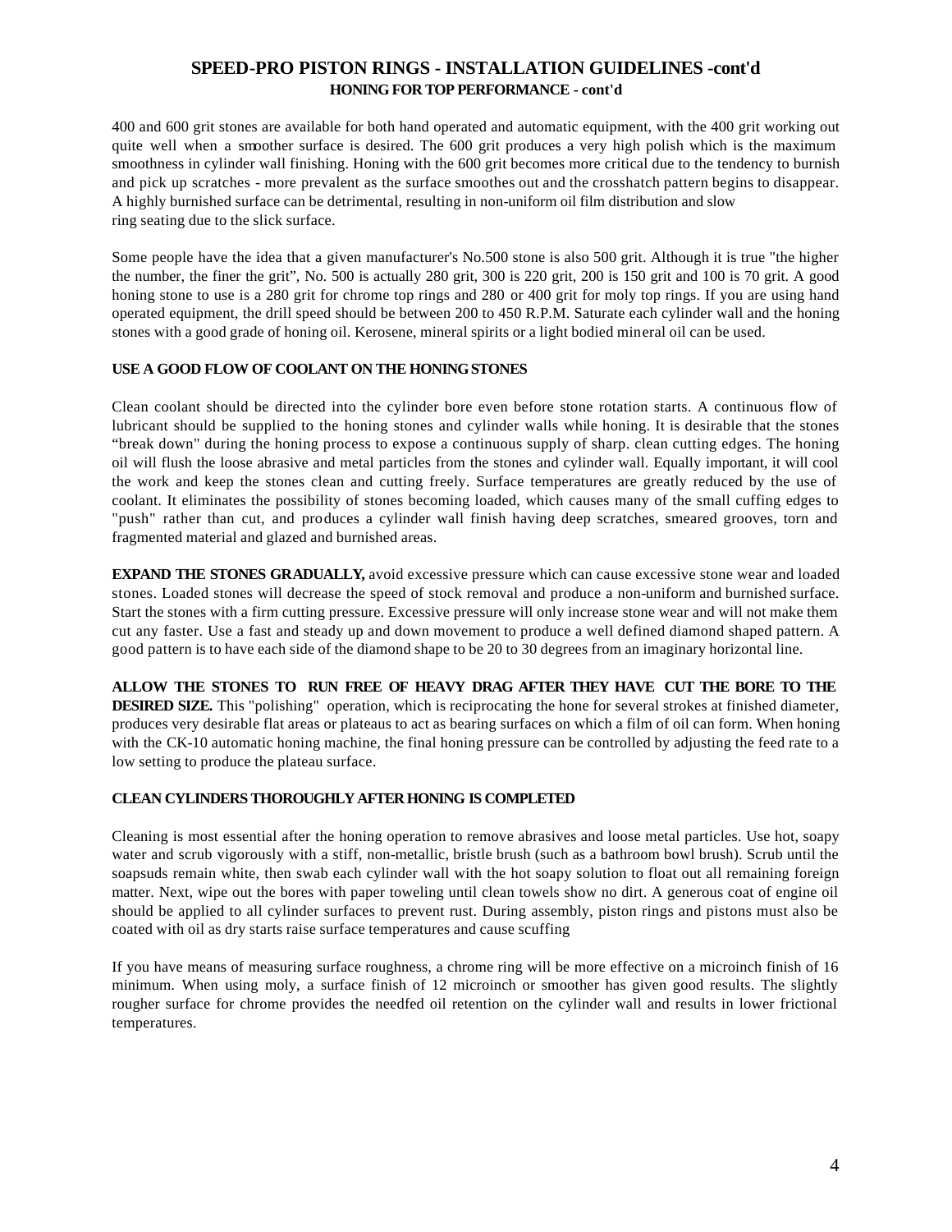## SPEED-PRO PISTON RINGS - INSTALLATION GUIDELINES -cont'd

### HONING FOR TOP PERFORMANCE - cont'd

400 and 600 grit stones are available for both hand operated and automatic equipment, with the 400 grit working out quite well when a smoother surface is desired. The 600 grit produces a very high polish which is the maximum smoothness in cylinder wall finishing. Honing with the 600 grit becomes more critical due to the tendency to burnish and pick up scratches - more prevalent as the surface smoothes out and the crosshatch pattern begins to disappear. A highly burnished surface can be detrimental, resulting in non-uniform oil film distribution and slow ring seating due to the slick surface.

Some people have the idea that a given manufacturer's No.500 stone is also 500 grit. Although it is true "the higher the number, the finer the grit", No. 500 is actually 280 grit, 300 is 220 grit, 200 is 150 grit and 100 is 70 grit. A good honing stone to use is a 280 grit for chrome top rings and 280 or 400 grit for moly top rings. If you are using hand operated equipment, the drill speed should be between 200 to 450 R.P.M. Saturate each cylinder wall and the honing stones with a good grade of honing oil. Kerosene, mineral spirits or a light bodied mineral oil can be used.

#### USE A GOOD FLOW OF COOLANT ON THE HONING STONES

Clean coolant should be directed into the cylinder bore even before stone rotation starts. A continuous flow of lubricant should be supplied to the honing stones and cylinder walls while honing. It is desirable that the stones "break down" during the honing process to expose a continuous supply of sharp. clean cutting edges. The honing oil will flush the loose abrasive and metal particles from the stones and cylinder wall. Equally important, it will cool the work and keep the stones clean and cutting freely. Surface temperatures are greatly reduced by the use of coolant. It eliminates the possibility of stones becoming loaded, which causes many of the small cuffing edges to "push" rather than cut, and produces a cylinder wall finish having deep scratches, smeared grooves, torn and fragmented material and glazed and burnished areas.

**EXPAND THE STONES GRADUALLY,** avoid excessive pressure which can cause excessive stone wear and loaded stones. Loaded stones will decrease the speed of stock removal and produce a non-uniform and burnished surface. Start the stones with a firm cutting pressure. Excessive pressure will only increase stone wear and will not make them cut any faster. Use a fast and steady up and down movement to produce a well defined diamond shaped pattern. A good pattern is to have each side of the diamond shape to be 20 to 30 degrees from an imaginary horizontal line.

**ALLOW THE STONES TO RUN FREE OF HEAVY DRAG AFTER THEY HAVE CUT THE BORE TO THE DESIRED SIZE.** This "polishing" operation, which is reciprocating the hone for several strokes at finished diameter, produces very desirable flat areas or plateaus to act as bearing surfaces on which a film of oil can form. When honing with the CK-10 automatic honing machine, the final honing pressure can be controlled by adjusting the feed rate to a low setting to produce the plateau surface.

#### CLEAN CYLINDERS THOROUGHLY AFTER HONING IS COMPLETED

Cleaning is most essential after the honing operation to remove abrasives and loose metal particles. Use hot, soapy water and scrub vigorously with a stiff, non-metallic, bristle brush (such as a bathroom bowl brush). Scrub until the soapsuds remain white, then swab each cylinder wall with the hot soapy solution to float out all remaining foreign matter. Next, wipe out the bores with paper toweling until clean towels show no dirt. A generous coat of engine oil should be applied to all cylinder surfaces to prevent rust. During assembly, piston rings and pistons must also be coated with oil as dry starts raise surface temperatures and cause scuffing

If you have means of measuring surface roughness, a chrome ring will be more effective on a microinch finish of 16 minimum. When using moly, a surface finish of 12 microinch or smoother has given good results. The slightly rougher surface for chrome provides the needfed oil retention on the cylinder wall and results in lower frictional temperatures.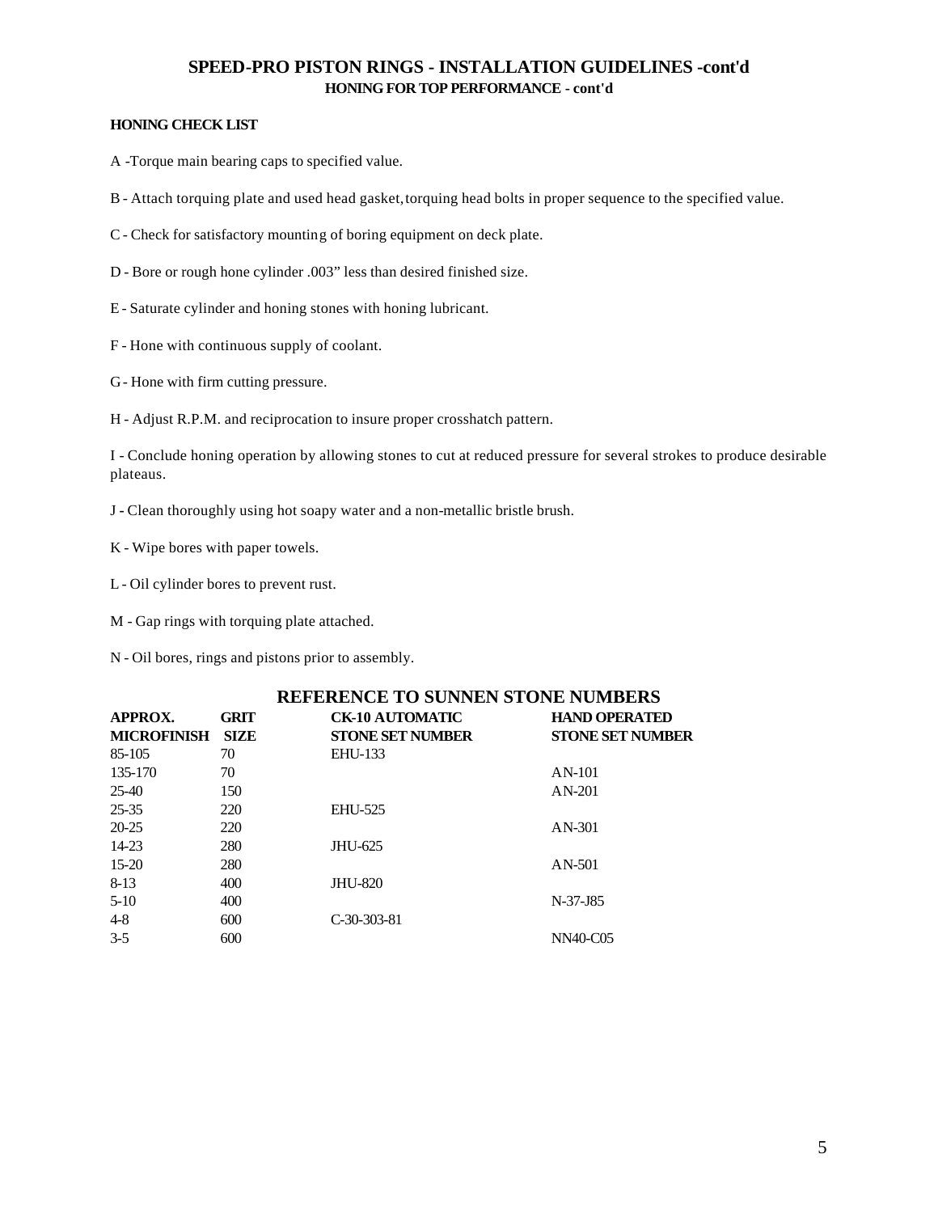## SPEED-PRO PISTON RINGS - INSTALLATION GUIDELINES -cont'd

### HONING FOR TOP PERFORMANCE - cont'd

#### HONING CHECK LIST

A -Torque main bearing caps to specified value.

B - Attach torquing plate and used head gasket, torquing head bolts in proper sequence to the specified value.

C - Check for satisfactory mounting of boring equipment on deck plate.

D - Bore or rough hone cylinder .003" less than desired finished size.

E - Saturate cylinder and honing stones with honing lubricant.

F - Hone with continuous supply of coolant.

G - Hone with firm cutting pressure.

H - Adjust R.P.M. and reciprocation to insure proper crosshatch pattern.

I - Conclude honing operation by allowing stones to cut at reduced pressure for several strokes to produce desirable plateaus.

J - Clean thoroughly using hot soapy water and a non-metallic bristle brush.

K - Wipe bores with paper towels.

L - Oil cylinder bores to prevent rust.

M - Gap rings with torquing plate attached.

N - Oil bores, rings and pistons prior to assembly.

### REFERENCE TO SUNNEN STONE NUMBERS

| APPROX. MICROFINISH | GRIT SIZE | CK-10 AUTOMATIC STONE SET NUMBER | HAND OPERATED STONE SET NUMBER |
|---|---|---|---|
| 85-105 | 70 | EHU-133 | |
| 135-170 | 70 | | AN-101 |
| 25-40 | 150 | | AN-201 |
| 25-35 | 220 | EHU-525 | |
| 20-25 | 220 | | AN-301 |
| 14-23 | 280 | JHU-625 | |
| 15-20 | 280 | | AN-501 |
| 8-13 | 400 | JHU-820 | |
| 5-10 | 400 | | N-37-J85 |
| 4-8 | 600 | C-30-303-81 | |
| 3-5 | 600 | | NN40-C05 |